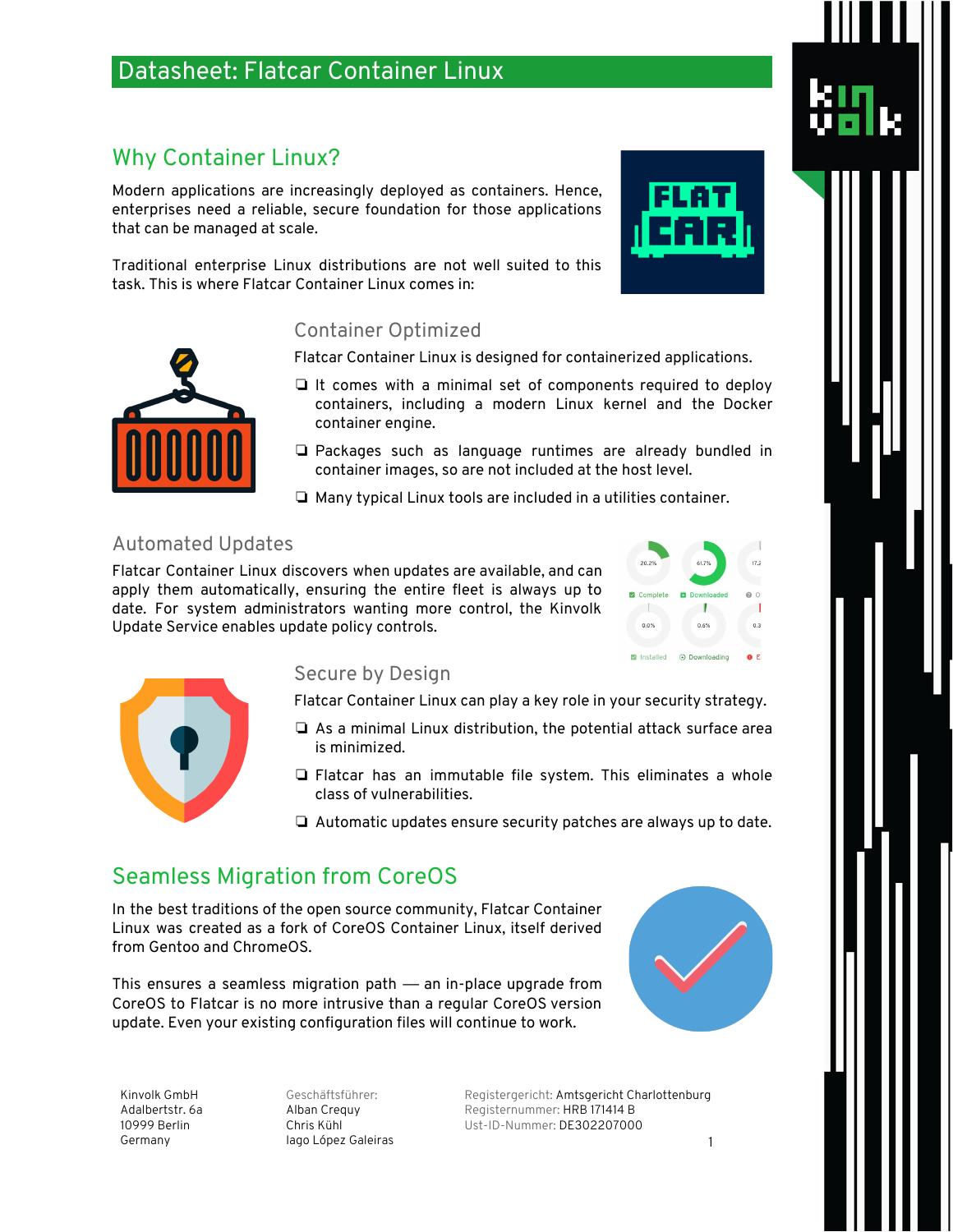# Datasheet: Flatcar Container Linux

## Why Container Linux?

Modern applications are increasingly deployed as containers. Hence, enterprises need a reliable, secure foundation for those applications that can be managed at scale.

Traditional enterprise Linux distributions are not well suited to this task. This is where Flatcar Container Linux comes in:

### Container Optimized

Flatcar Container Linux is designed for containerized applications.

- It comes with a minimal set of components required to deploy containers, including a modern Linux kernel and the Docker container engine.
- Packages such as language runtimes are already bundled in container images, so are not included at the host level.
- Many typical Linux tools are included in a utilities container.

### Automated Updates

Flatcar Container Linux discovers when updates are available, and can apply them automatically, ensuring the entire fleet is always up to date. For system administrators wanting more control, the Kinvolk Update Service enables update policy controls.

### Secure by Design

Flatcar Container Linux can play a key role in your security strategy.

- As a minimal Linux distribution, the potential attack surface area is minimized.
- Flatcar has an immutable file system. This eliminates a whole class of vulnerabilities.
- Automatic updates ensure security patches are always up to date.

## Seamless Migration from CoreOS

In the best traditions of the open source community, Flatcar Container Linux was created as a fork of CoreOS Container Linux, itself derived from Gentoo and ChromeOS.

This ensures a seamless migration path — an in-place upgrade from CoreOS to Flatcar is no more intrusive than a regular CoreOS version update. Even your existing configuration files will continue to work.

Kinvolk GmbH
Adalbertstr. 6a
10999 Berlin
Germany

Geschäftsführer:
Alban Crequy
Chris Kühl
Iago López Galeiras

Registergericht: Amtsgericht Charlottenburg
Registernummer: HRB 171414 B
Ust-ID-Nummer: DE302207000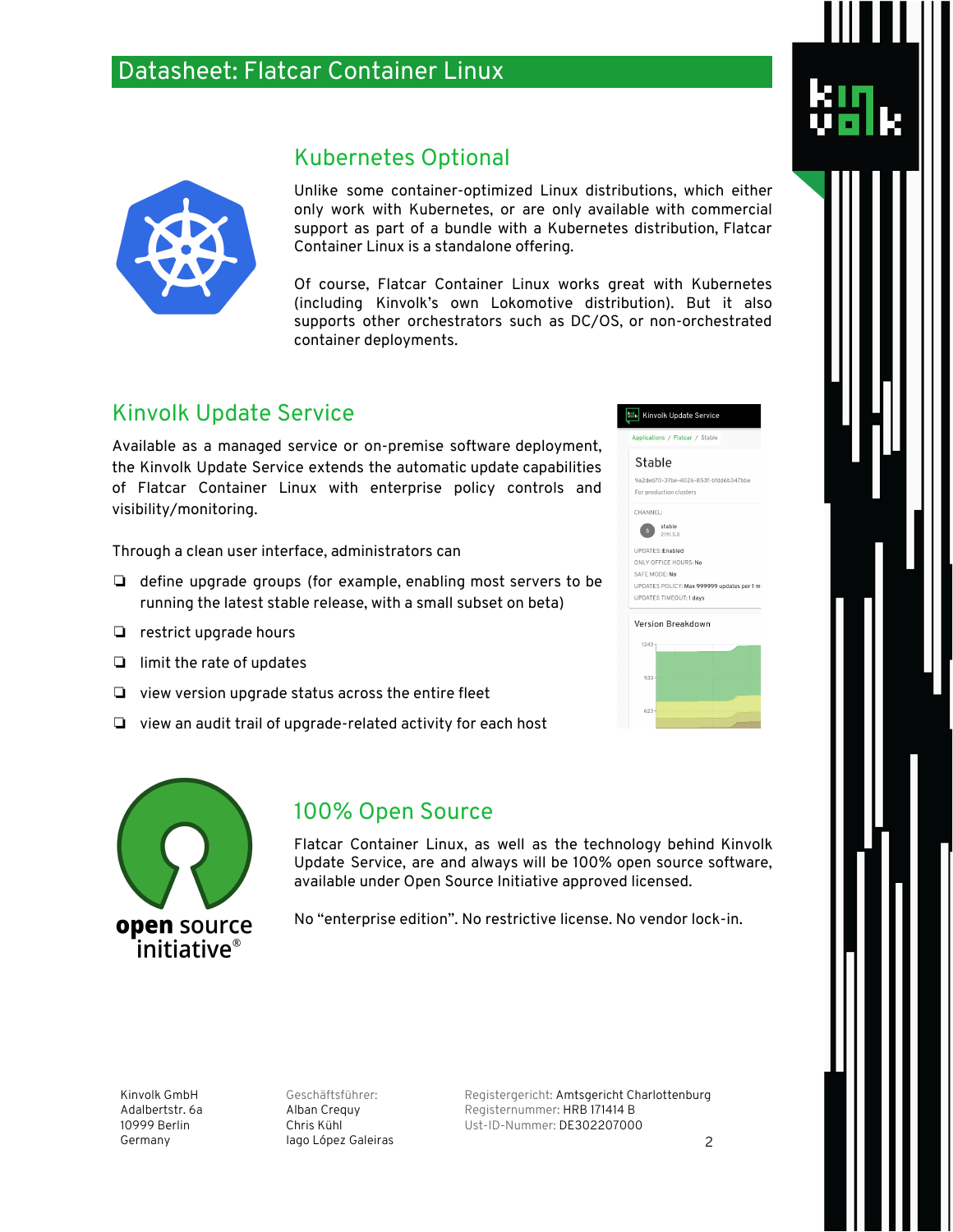# Datasheet: Flatcar Container Linux

## Kubernetes Optional

Unlike some container-optimized Linux distributions, which either only work with Kubernetes, or are only available with commercial support as part of a bundle with a Kubernetes distribution, Flatcar Container Linux is a standalone offering.

Of course, Flatcar Container Linux works great with Kubernetes (including Kinvolk's own Lokomotive distribution). But it also supports other orchestrators such as DC/OS, or non-orchestrated container deployments.

## Kinvolk Update Service

Available as a managed service or on-premise software deployment, the Kinvolk Update Service extends the automatic update capabilities of Flatcar Container Linux with enterprise policy controls and visibility/monitoring.

Through a clean user interface, administrators can

- define upgrade groups (for example, enabling most servers to be running the latest stable release, with a small subset on beta)
- restrict upgrade hours
- limit the rate of updates
- view version upgrade status across the entire fleet
- view an audit trail of upgrade-related activity for each host

## 100% Open Source

Flatcar Container Linux, as well as the technology behind Kinvolk Update Service, are and always will be 100% open source software, available under Open Source Initiative approved licensed.

No "enterprise edition". No restrictive license. No vendor lock-in.

Kinvolk GmbH
Adalbertstr. 6a
10999 Berlin
Germany

Geschäftsführer:
Alban Crequy
Chris Kühl
Iago López Galeiras

Registergericht: Amtsgericht Charlottenburg
Registernummer: HRB 171414 B
Ust-ID-Nummer: DE302207000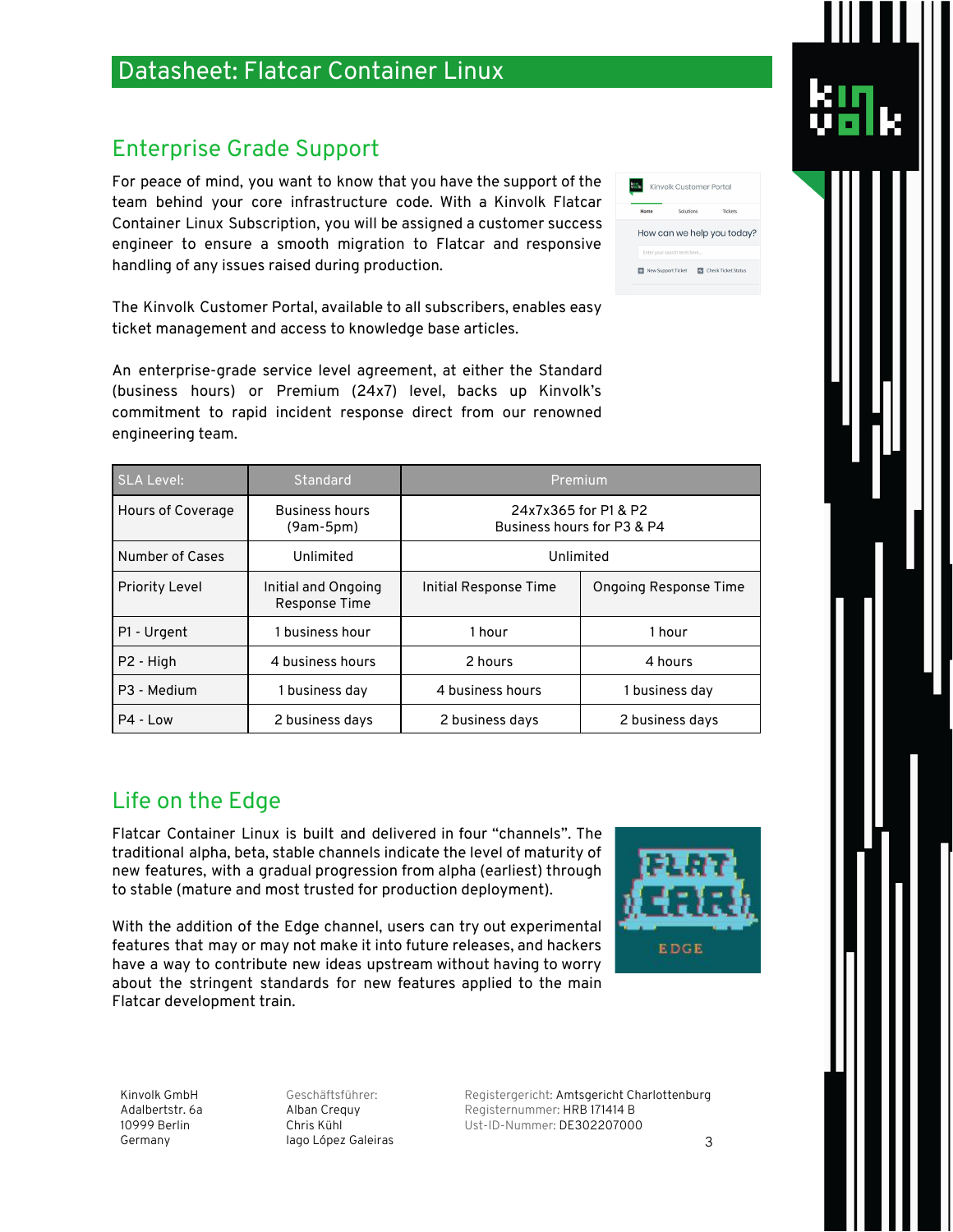# Datasheet: Flatcar Container Linux

## Enterprise Grade Support

For peace of mind, you want to know that you have the support of the team behind your core infrastructure code. With a Kinvolk Flatcar Container Linux Subscription, you will be assigned a customer success engineer to ensure a smooth migration to Flatcar and responsive handling of any issues raised during production.

The Kinvolk Customer Portal, available to all subscribers, enables easy ticket management and access to knowledge base articles.

An enterprise-grade service level agreement, at either the Standard (business hours) or Premium (24x7) level, backs up Kinvolk's commitment to rapid incident response direct from our renowned engineering team.

| SLA Level: | Standard | Premium | |
|---|---|---|---|
| Hours of Coverage | Business hours (9am-5pm) | 24x7x365 for P1 & P2<br>Business hours for P3 & P4 | |
| Number of Cases | Unlimited | Unlimited | |
| Priority Level | Initial and Ongoing Response Time | Initial Response Time | Ongoing Response Time |
| P1 - Urgent | 1 business hour | 1 hour | 1 hour |
| P2 - High | 4 business hours | 2 hours | 4 hours |
| P3 - Medium | 1 business day | 4 business hours | 1 business day |
| P4 - Low | 2 business days | 2 business days | 2 business days |

## Life on the Edge

Flatcar Container Linux is built and delivered in four "channels". The traditional alpha, beta, stable channels indicate the level of maturity of new features, with a gradual progression from alpha (earliest) through to stable (mature and most trusted for production deployment).

With the addition of the Edge channel, users can try out experimental features that may or may not make it into future releases, and hackers have a way to contribute new ideas upstream without having to worry about the stringent standards for new features applied to the main Flatcar development train.

Kinvolk GmbH
Adalbertstr. 6a
10999 Berlin
Germany

Geschäftsführer:
Alban Crequy
Chris Kühl
Iago López Galeiras

Registergericht: Amtsgericht Charlottenburg
Registernummer: HRB 171414 B
Ust-ID-Nummer: DE302207000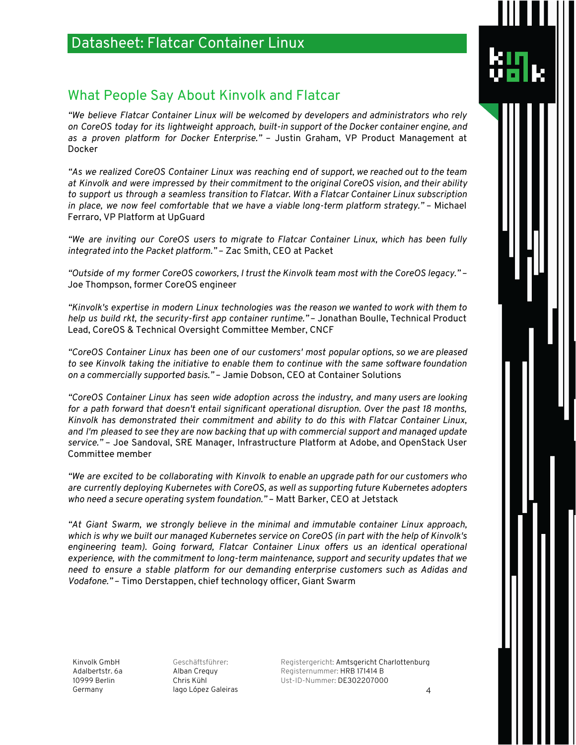# Datasheet: Flatcar Container Linux

## What People Say About Kinvolk and Flatcar

*"We believe Flatcar Container Linux will be welcomed by developers and administrators who rely on CoreOS today for its lightweight approach, built-in support of the Docker container engine, and as a proven platform for Docker Enterprise."* – Justin Graham, VP Product Management at Docker

*"As we realized CoreOS Container Linux was reaching end of support, we reached out to the team at Kinvolk and were impressed by their commitment to the original CoreOS vision, and their ability to support us through a seamless transition to Flatcar. With a Flatcar Container Linux subscription in place, we now feel comfortable that we have a viable long-term platform strategy."* – Michael Ferraro, VP Platform at UpGuard

*"We are inviting our CoreOS users to migrate to Flatcar Container Linux, which has been fully integrated into the Packet platform."* – Zac Smith, CEO at Packet

*"Outside of my former CoreOS coworkers, I trust the Kinvolk team most with the CoreOS legacy."* – Joe Thompson, former CoreOS engineer

*"Kinvolk's expertise in modern Linux technologies was the reason we wanted to work with them to help us build rkt, the security-first app container runtime."* – Jonathan Boulle, Technical Product Lead, CoreOS & Technical Oversight Committee Member, CNCF

*"CoreOS Container Linux has been one of our customers' most popular options, so we are pleased to see Kinvolk taking the initiative to enable them to continue with the same software foundation on a commercially supported basis."* – Jamie Dobson, CEO at Container Solutions

*"CoreOS Container Linux has seen wide adoption across the industry, and many users are looking for a path forward that doesn't entail significant operational disruption. Over the past 18 months, Kinvolk has demonstrated their commitment and ability to do this with Flatcar Container Linux, and I'm pleased to see they are now backing that up with commercial support and managed update service."* – Joe Sandoval, SRE Manager, Infrastructure Platform at Adobe, and OpenStack User Committee member

*"We are excited to be collaborating with Kinvolk to enable an upgrade path for our customers who are currently deploying Kubernetes with CoreOS, as well as supporting future Kubernetes adopters who need a secure operating system foundation."* – Matt Barker, CEO at Jetstack

*"At Giant Swarm, we strongly believe in the minimal and immutable container Linux approach, which is why we built our managed Kubernetes service on CoreOS (in part with the help of Kinvolk's engineering team). Going forward, Flatcar Container Linux offers us an identical operational experience, with the commitment to long-term maintenance, support and security updates that we need to ensure a stable platform for our demanding enterprise customers such as Adidas and Vodafone."* – Timo Derstappen, chief technology officer, Giant Swarm

Kinvolk GmbH
Adalbertstr. 6a
10999 Berlin
Germany

Geschäftsführer:
Alban Crequy
Chris Kühl
Iago López Galeiras

Registergericht: Amtsgericht Charlottenburg
Registernummer: HRB 171414 B
Ust-ID-Nummer: DE302207000